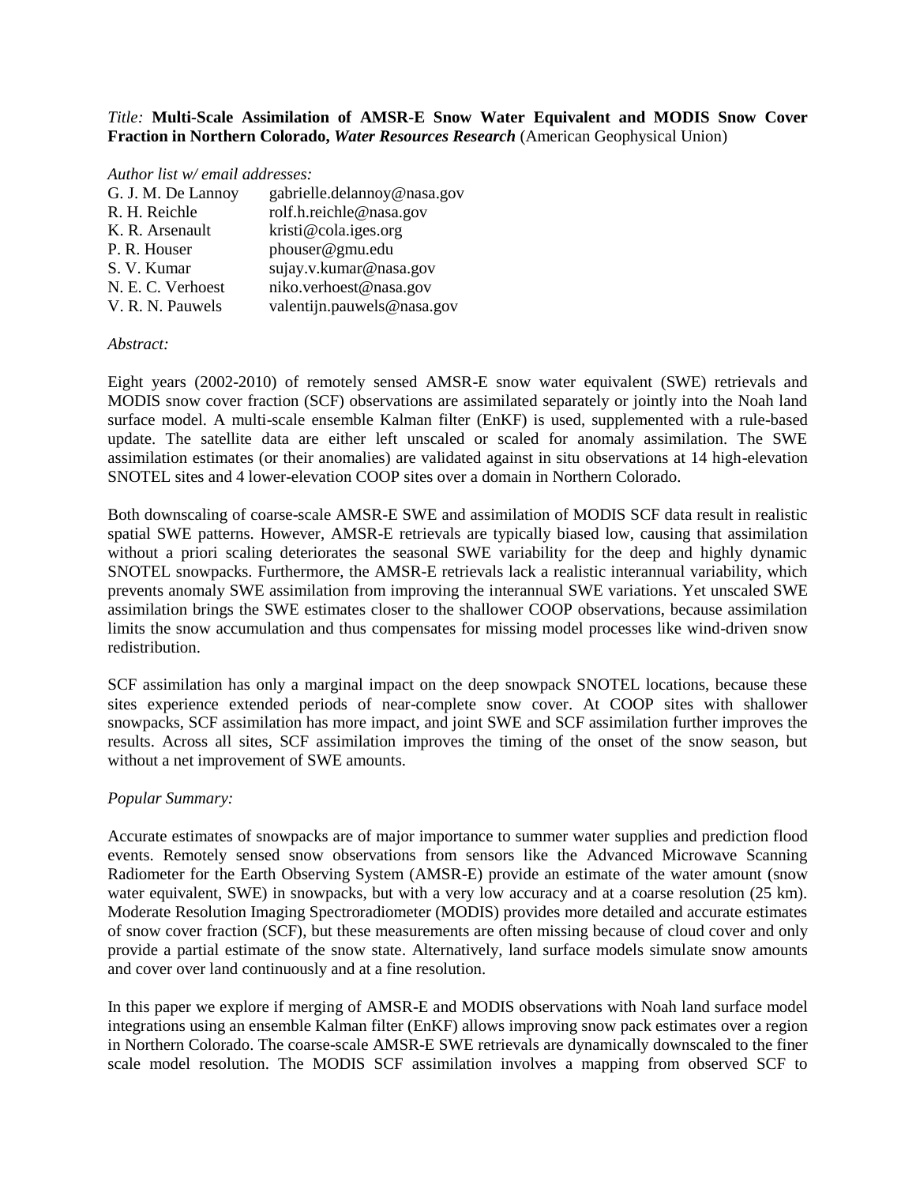*Title:* **Multi-Scale Assimilation of AMSR-E Snow Water Equivalent and MODIS Snow Cover Fraction in Northern Colorado,** ***Water Resources Research*** (American Geophysical Union)

*Author list w/ email addresses:*

| | |
|---|---|
| G. J. M. De Lannoy | gabrielle.delannoy@nasa.gov |
| R. H. Reichle | rolf.h.reichle@nasa.gov |
| K. R. Arsenault | kristi@cola.iges.org |
| P. R. Houser | phouser@gmu.edu |
| S. V. Kumar | sujay.v.kumar@nasa.gov |
| N. E. C. Verhoest | niko.verhoest@nasa.gov |
| V. R. N. Pauwels | valentijn.pauwels@nasa.gov |

*Abstract:*

Eight years (2002-2010) of remotely sensed AMSR-E snow water equivalent (SWE) retrievals and MODIS snow cover fraction (SCF) observations are assimilated separately or jointly into the Noah land surface model. A multi-scale ensemble Kalman filter (EnKF) is used, supplemented with a rule-based update. The satellite data are either left unscaled or scaled for anomaly assimilation. The SWE assimilation estimates (or their anomalies) are validated against in situ observations at 14 high-elevation SNOTEL sites and 4 lower-elevation COOP sites over a domain in Northern Colorado.

Both downscaling of coarse-scale AMSR-E SWE and assimilation of MODIS SCF data result in realistic spatial SWE patterns. However, AMSR-E retrievals are typically biased low, causing that assimilation without a priori scaling deteriorates the seasonal SWE variability for the deep and highly dynamic SNOTEL snowpacks. Furthermore, the AMSR-E retrievals lack a realistic interannual variability, which prevents anomaly SWE assimilation from improving the interannual SWE variations. Yet unscaled SWE assimilation brings the SWE estimates closer to the shallower COOP observations, because assimilation limits the snow accumulation and thus compensates for missing model processes like wind-driven snow redistribution.

SCF assimilation has only a marginal impact on the deep snowpack SNOTEL locations, because these sites experience extended periods of near-complete snow cover. At COOP sites with shallower snowpacks, SCF assimilation has more impact, and joint SWE and SCF assimilation further improves the results. Across all sites, SCF assimilation improves the timing of the onset of the snow season, but without a net improvement of SWE amounts.

*Popular Summary:*

Accurate estimates of snowpacks are of major importance to summer water supplies and prediction flood events. Remotely sensed snow observations from sensors like the Advanced Microwave Scanning Radiometer for the Earth Observing System (AMSR-E) provide an estimate of the water amount (snow water equivalent, SWE) in snowpacks, but with a very low accuracy and at a coarse resolution (25 km). Moderate Resolution Imaging Spectroradiometer (MODIS) provides more detailed and accurate estimates of snow cover fraction (SCF), but these measurements are often missing because of cloud cover and only provide a partial estimate of the snow state. Alternatively, land surface models simulate snow amounts and cover over land continuously and at a fine resolution.

In this paper we explore if merging of AMSR-E and MODIS observations with Noah land surface model integrations using an ensemble Kalman filter (EnKF) allows improving snow pack estimates over a region in Northern Colorado. The coarse-scale AMSR-E SWE retrievals are dynamically downscaled to the finer scale model resolution. The MODIS SCF assimilation involves a mapping from observed SCF to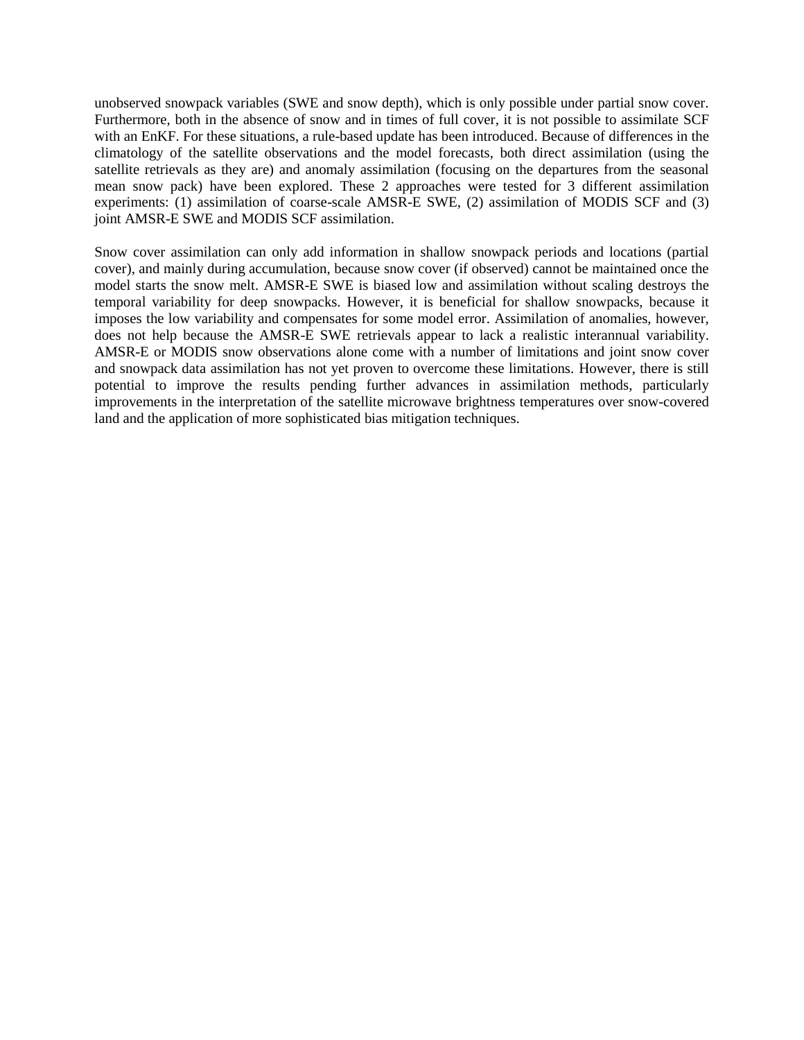unobserved snowpack variables (SWE and snow depth), which is only possible under partial snow cover. Furthermore, both in the absence of snow and in times of full cover, it is not possible to assimilate SCF with an EnKF. For these situations, a rule-based update has been introduced. Because of differences in the climatology of the satellite observations and the model forecasts, both direct assimilation (using the satellite retrievals as they are) and anomaly assimilation (focusing on the departures from the seasonal mean snow pack) have been explored. These 2 approaches were tested for 3 different assimilation experiments: (1) assimilation of coarse-scale AMSR-E SWE, (2) assimilation of MODIS SCF and (3) joint AMSR-E SWE and MODIS SCF assimilation.

Snow cover assimilation can only add information in shallow snowpack periods and locations (partial cover), and mainly during accumulation, because snow cover (if observed) cannot be maintained once the model starts the snow melt. AMSR-E SWE is biased low and assimilation without scaling destroys the temporal variability for deep snowpacks. However, it is beneficial for shallow snowpacks, because it imposes the low variability and compensates for some model error. Assimilation of anomalies, however, does not help because the AMSR-E SWE retrievals appear to lack a realistic interannual variability. AMSR-E or MODIS snow observations alone come with a number of limitations and joint snow cover and snowpack data assimilation has not yet proven to overcome these limitations. However, there is still potential to improve the results pending further advances in assimilation methods, particularly improvements in the interpretation of the satellite microwave brightness temperatures over snow-covered land and the application of more sophisticated bias mitigation techniques.